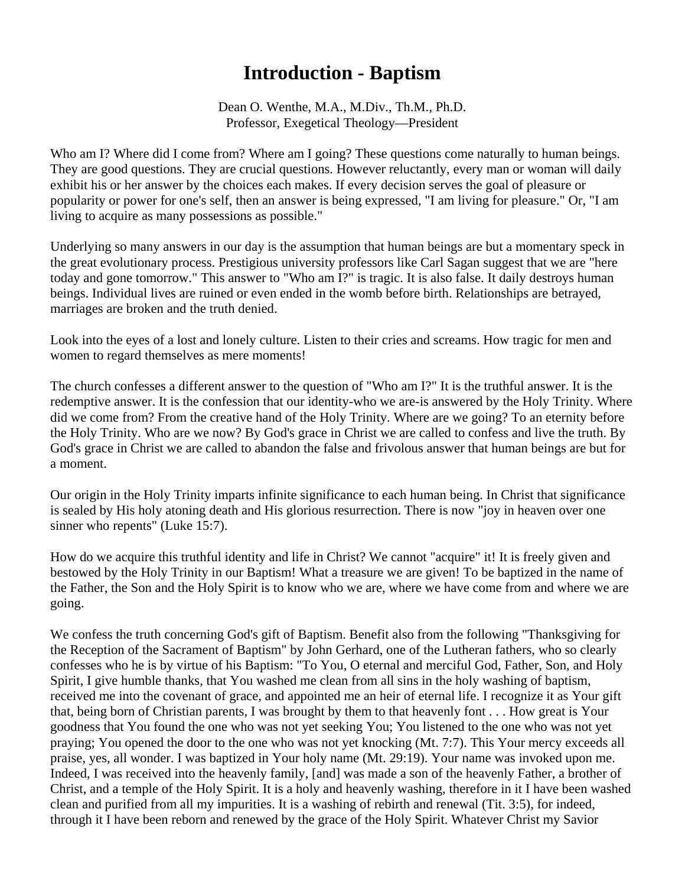# Introduction - Baptism

Dean O. Wenthe, M.A., M.Div., Th.M., Ph.D.
Professor, Exegetical Theology—President

Who am I? Where did I come from? Where am I going? These questions come naturally to human beings. They are good questions. They are crucial questions. However reluctantly, every man or woman will daily exhibit his or her answer by the choices each makes. If every decision serves the goal of pleasure or popularity or power for one's self, then an answer is being expressed, "I am living for pleasure." Or, "I am living to acquire as many possessions as possible."

Underlying so many answers in our day is the assumption that human beings are but a momentary speck in the great evolutionary process. Prestigious university professors like Carl Sagan suggest that we are "here today and gone tomorrow." This answer to "Who am I?" is tragic. It is also false. It daily destroys human beings. Individual lives are ruined or even ended in the womb before birth. Relationships are betrayed, marriages are broken and the truth denied.

Look into the eyes of a lost and lonely culture. Listen to their cries and screams. How tragic for men and women to regard themselves as mere moments!

The church confesses a different answer to the question of "Who am I?" It is the truthful answer. It is the redemptive answer. It is the confession that our identity-who we are-is answered by the Holy Trinity. Where did we come from? From the creative hand of the Holy Trinity. Where are we going? To an eternity before the Holy Trinity. Who are we now? By God's grace in Christ we are called to confess and live the truth. By God's grace in Christ we are called to abandon the false and frivolous answer that human beings are but for a moment.

Our origin in the Holy Trinity imparts infinite significance to each human being. In Christ that significance is sealed by His holy atoning death and His glorious resurrection. There is now "joy in heaven over one sinner who repents" (Luke 15:7).

How do we acquire this truthful identity and life in Christ? We cannot "acquire" it! It is freely given and bestowed by the Holy Trinity in our Baptism! What a treasure we are given! To be baptized in the name of the Father, the Son and the Holy Spirit is to know who we are, where we have come from and where we are going.

We confess the truth concerning God's gift of Baptism. Benefit also from the following "Thanksgiving for the Reception of the Sacrament of Baptism" by John Gerhard, one of the Lutheran fathers, who so clearly confesses who he is by virtue of his Baptism: "To You, O eternal and merciful God, Father, Son, and Holy Spirit, I give humble thanks, that You washed me clean from all sins in the holy washing of baptism, received me into the covenant of grace, and appointed me an heir of eternal life. I recognize it as Your gift that, being born of Christian parents, I was brought by them to that heavenly font . . . How great is Your goodness that You found the one who was not yet seeking You; You listened to the one who was not yet praying; You opened the door to the one who was not yet knocking (Mt. 7:7). This Your mercy exceeds all praise, yes, all wonder. I was baptized in Your holy name (Mt. 29:19). Your name was invoked upon me. Indeed, I was received into the heavenly family, [and] was made a son of the heavenly Father, a brother of Christ, and a temple of the Holy Spirit. It is a holy and heavenly washing, therefore in it I have been washed clean and purified from all my impurities. It is a washing of rebirth and renewal (Tit. 3:5), for indeed, through it I have been reborn and renewed by the grace of the Holy Spirit. Whatever Christ my Savior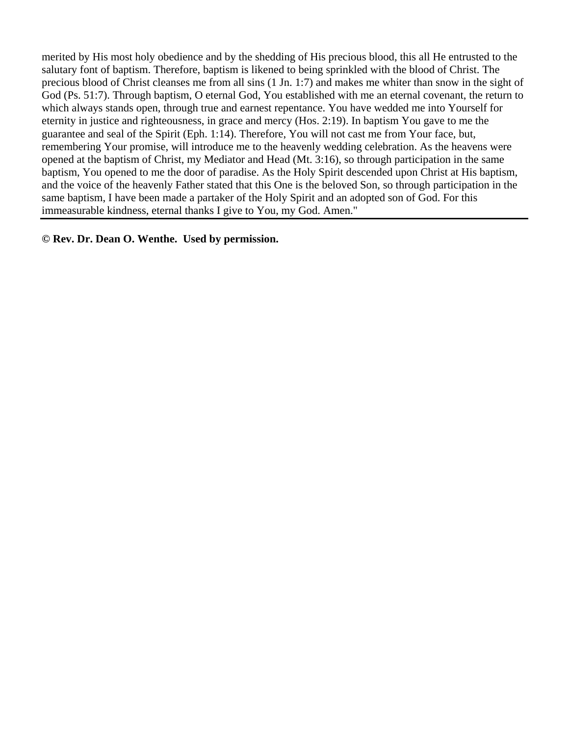merited by His most holy obedience and by the shedding of His precious blood, this all He entrusted to the salutary font of baptism. Therefore, baptism is likened to being sprinkled with the blood of Christ. The precious blood of Christ cleanses me from all sins (1 Jn. 1:7) and makes me whiter than snow in the sight of God (Ps. 51:7). Through baptism, O eternal God, You established with me an eternal covenant, the return to which always stands open, through true and earnest repentance. You have wedded me into Yourself for eternity in justice and righteousness, in grace and mercy (Hos. 2:19). In baptism You gave to me the guarantee and seal of the Spirit (Eph. 1:14). Therefore, You will not cast me from Your face, but, remembering Your promise, will introduce me to the heavenly wedding celebration. As the heavens were opened at the baptism of Christ, my Mediator and Head (Mt. 3:16), so through participation in the same baptism, You opened to me the door of paradise. As the Holy Spirit descended upon Christ at His baptism, and the voice of the heavenly Father stated that this One is the beloved Son, so through participation in the same baptism, I have been made a partaker of the Holy Spirit and an adopted son of God. For this immeasurable kindness, eternal thanks I give to You, my God. Amen."

---

**© Rev. Dr. Dean O. Wenthe. Used by permission.**